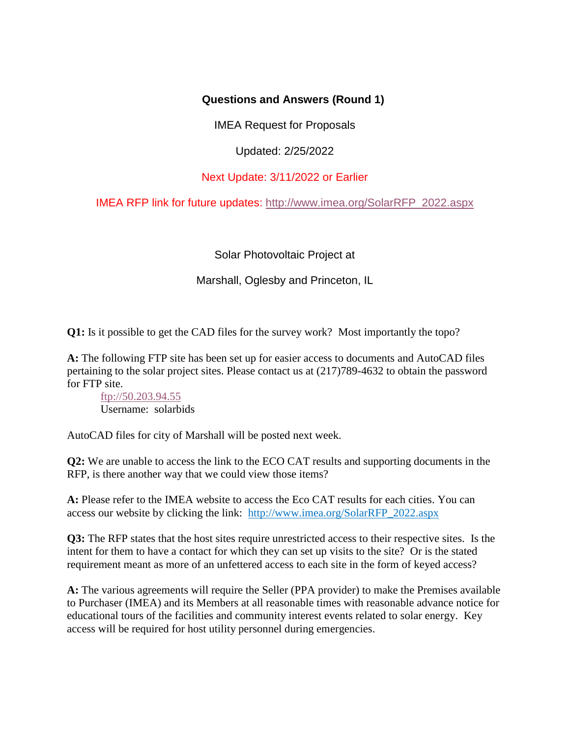## Questions and Answers (Round 1)

IMEA Request for Proposals

Updated: 2/25/2022

Next Update: 3/11/2022 or Earlier

IMEA RFP link for future updates: http://www.imea.org/SolarRFP_2022.aspx

Solar Photovoltaic Project at

Marshall, Oglesby and Princeton, IL

**Q1:** Is it possible to get the CAD files for the survey work? Most importantly the topo?

**A:** The following FTP site has been set up for easier access to documents and AutoCAD files pertaining to the solar project sites. Please contact us at (217)789-4632 to obtain the password for FTP site.

ftp://50.203.94.55
Username: solarbids

AutoCAD files for city of Marshall will be posted next week.

**Q2:** We are unable to access the link to the ECO CAT results and supporting documents in the RFP, is there another way that we could view those items?

**A:** Please refer to the IMEA website to access the Eco CAT results for each cities. You can access our website by clicking the link: http://www.imea.org/SolarRFP_2022.aspx

**Q3:** The RFP states that the host sites require unrestricted access to their respective sites. Is the intent for them to have a contact for which they can set up visits to the site? Or is the stated requirement meant as more of an unfettered access to each site in the form of keyed access?

**A:** The various agreements will require the Seller (PPA provider) to make the Premises available to Purchaser (IMEA) and its Members at all reasonable times with reasonable advance notice for educational tours of the facilities and community interest events related to solar energy. Key access will be required for host utility personnel during emergencies.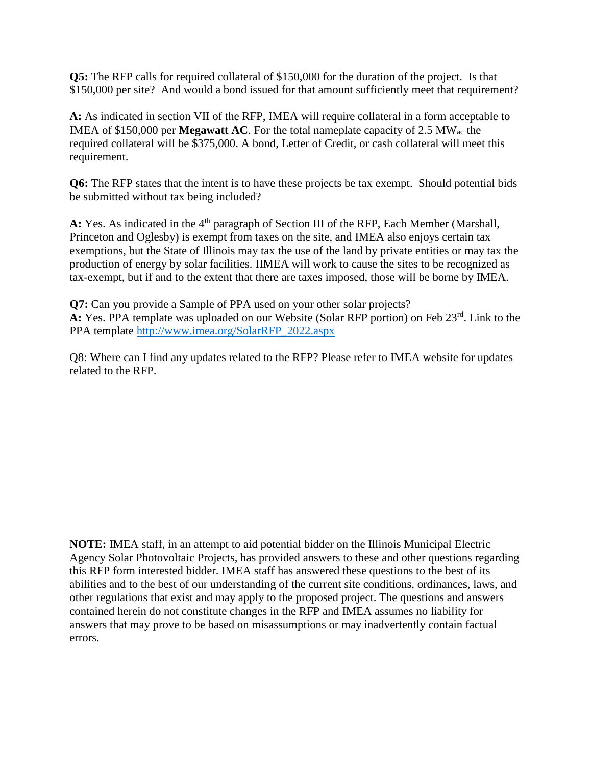**Q5:** The RFP calls for required collateral of $150,000 for the duration of the project. Is that $150,000 per site? And would a bond issued for that amount sufficiently meet that requirement?

**A:** As indicated in section VII of the RFP, IMEA will require collateral in a form acceptable to IMEA of $150,000 per **Megawatt AC**. For the total nameplate capacity of 2.5 $MW_{ac}$ the required collateral will be $375,000. A bond, Letter of Credit, or cash collateral will meet this requirement.

**Q6:** The RFP states that the intent is to have these projects be tax exempt. Should potential bids be submitted without tax being included?

**A:** Yes. As indicated in the 4th paragraph of Section III of the RFP, Each Member (Marshall, Princeton and Oglesby) is exempt from taxes on the site, and IMEA also enjoys certain tax exemptions, but the State of Illinois may tax the use of the land by private entities or may tax the production of energy by solar facilities. IIMEA will work to cause the sites to be recognized as tax-exempt, but if and to the extent that there are taxes imposed, those will be borne by IMEA.

**Q7:** Can you provide a Sample of PPA used on your other solar projects?
**A:** Yes. PPA template was uploaded on our Website (Solar RFP portion) on Feb 23rd. Link to the PPA template http://www.imea.org/SolarRFP_2022.aspx

Q8: Where can I find any updates related to the RFP? Please refer to IMEA website for updates related to the RFP.

**NOTE:** IMEA staff, in an attempt to aid potential bidder on the Illinois Municipal Electric Agency Solar Photovoltaic Projects, has provided answers to these and other questions regarding this RFP form interested bidder. IMEA staff has answered these questions to the best of its abilities and to the best of our understanding of the current site conditions, ordinances, laws, and other regulations that exist and may apply to the proposed project. The questions and answers contained herein do not constitute changes in the RFP and IMEA assumes no liability for answers that may prove to be based on misassumptions or may inadvertently contain factual errors.